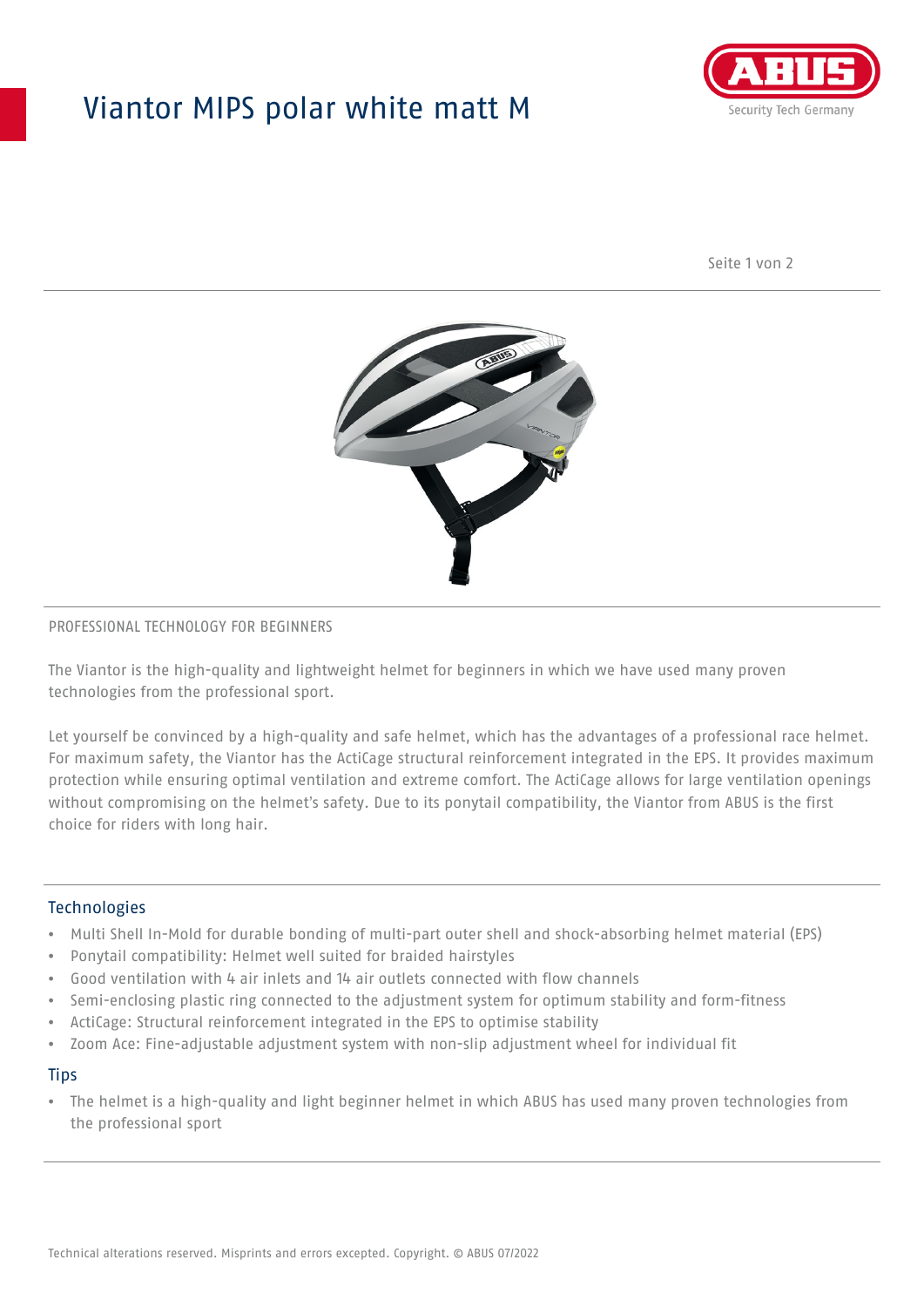# Viantor MIPS polar white matt M

PROFESSIONAL TECHNOLOGY FOR BEGINNERS

The Viantor is the high-quality and lightweight helmet for beginners in which we have used many proven technologies from the professional sport.

Let yourself be convinced by a high-quality and safe helmet, which has the advantages of a professional race helmet. For maximum safety, the Viantor has the ActiCage structural reinforcement integrated in the EPS. It provides maximum protection while ensuring optimal ventilation and extreme comfort. The ActiCage allows for large ventilation openings without compromising on the helmet's safety. Due to its ponytail compatibility, the Viantor from ABUS is the first choice for riders with long hair.

## Technologies

- Multi Shell In-Mold for durable bonding of multi-part outer shell and shock-absorbing helmet material (EPS)
- Ponytail compatibility: Helmet well suited for braided hairstyles
- Good ventilation with 4 air inlets and 14 air outlets connected with flow channels
- Semi-enclosing plastic ring connected to the adjustment system for optimum stability and form-fitness
- ActiCage: Structural reinforcement integrated in the EPS to optimise stability
- Zoom Ace: Fine-adjustable adjustment system with non-slip adjustment wheel for individual fit

## Tips

- The helmet is a high-quality and light beginner helmet in which ABUS has used many proven technologies from the professional sport

Technical alterations reserved. Misprints and errors excepted. Copyright. © ABUS 07/2022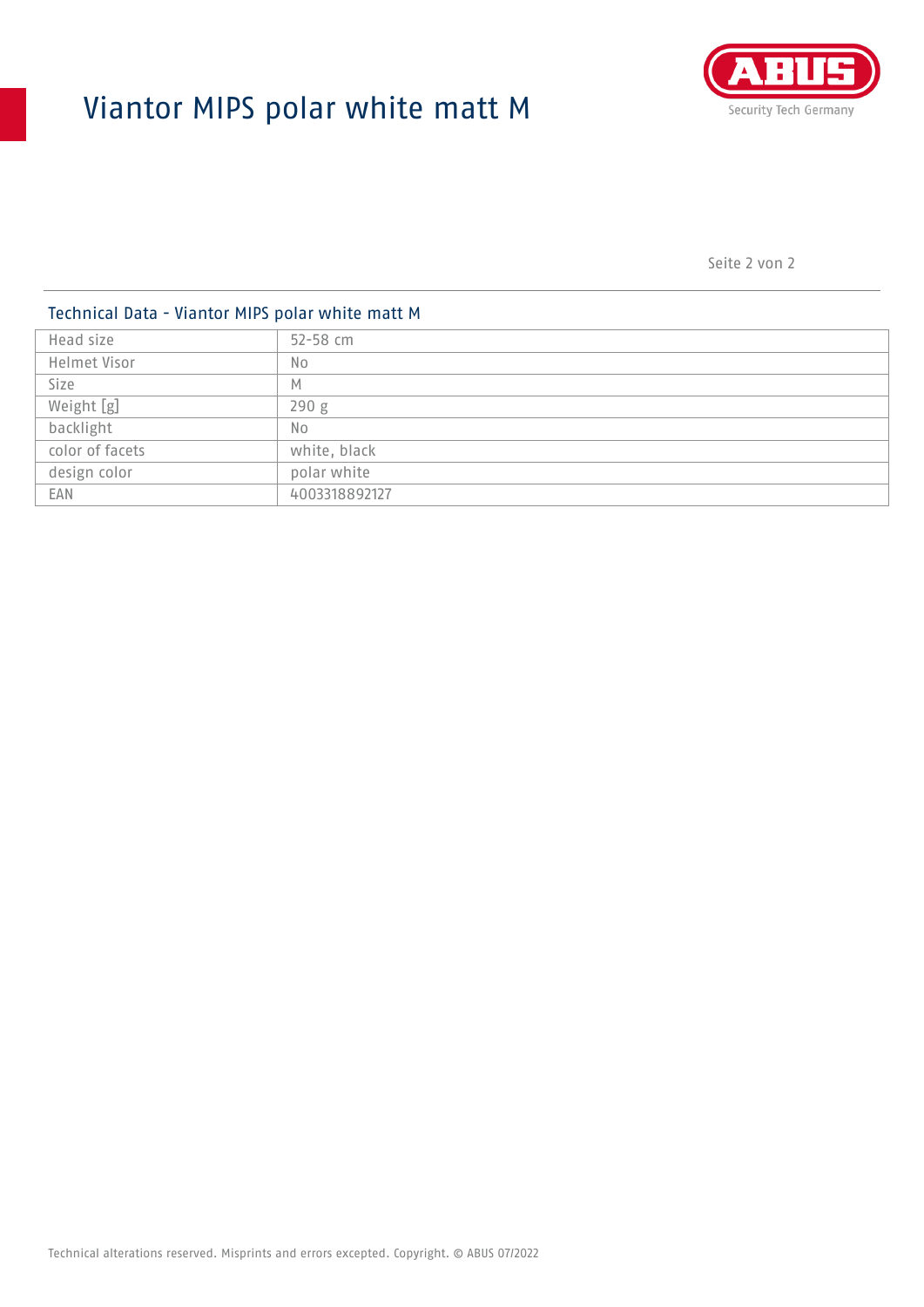# Viantor MIPS polar white matt M

## Technical Data - Viantor MIPS polar white matt M

| | |
|---|---|
| Head size | 52-58 cm |
| Helmet Visor | No |
| Size | M |
| Weight [g] | 290 g |
| backlight | No |
| color of facets | white, black |
| design color | polar white |
| EAN | 4003318892127 |

Technical alterations reserved. Misprints and errors excepted. Copyright. © ABUS 07/2022